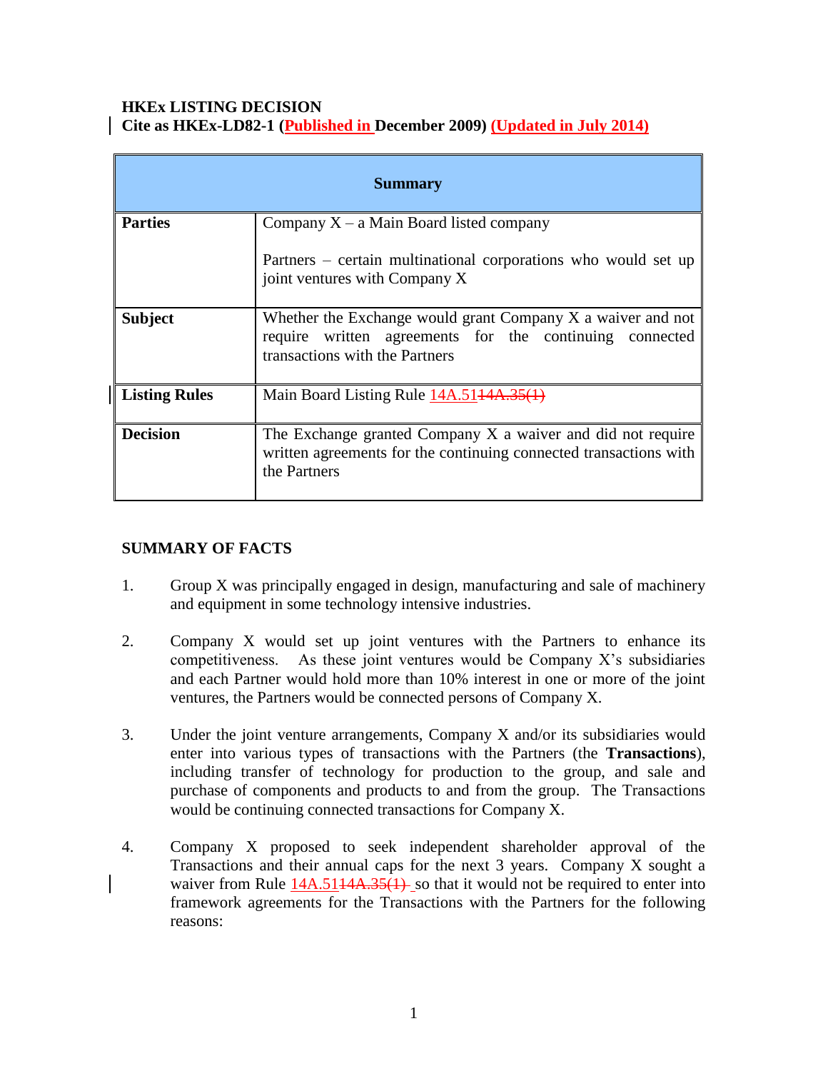**HKEx LISTING DECISION**
**Cite as HKEx-LD82-1 (Published in December 2009) (Updated in July 2014)**

| Summary | |
|---|---|
| **Parties** | Company X – a Main Board listed company<br><br>Partners – certain multinational corporations who would set up joint ventures with Company X |
| **Subject** | Whether the Exchange would grant Company X a waiver and not require written agreements for the continuing connected transactions with the Partners |
| **Listing Rules** | Main Board Listing Rule 14A.51~~14A.35(1)~~ |
| **Decision** | The Exchange granted Company X a waiver and did not require written agreements for the continuing connected transactions with the Partners |

## SUMMARY OF FACTS

1. Group X was principally engaged in design, manufacturing and sale of machinery and equipment in some technology intensive industries.

2. Company X would set up joint ventures with the Partners to enhance its competitiveness. As these joint ventures would be Company X's subsidiaries and each Partner would hold more than 10% interest in one or more of the joint ventures, the Partners would be connected persons of Company X.

3. Under the joint venture arrangements, Company X and/or its subsidiaries would enter into various types of transactions with the Partners (the **Transactions**), including transfer of technology for production to the group, and sale and purchase of components and products to and from the group. The Transactions would be continuing connected transactions for Company X.

4. Company X proposed to seek independent shareholder approval of the Transactions and their annual caps for the next 3 years. Company X sought a waiver from Rule 14A.51~~14A.35(1)~~ so that it would not be required to enter into framework agreements for the Transactions with the Partners for the following reasons: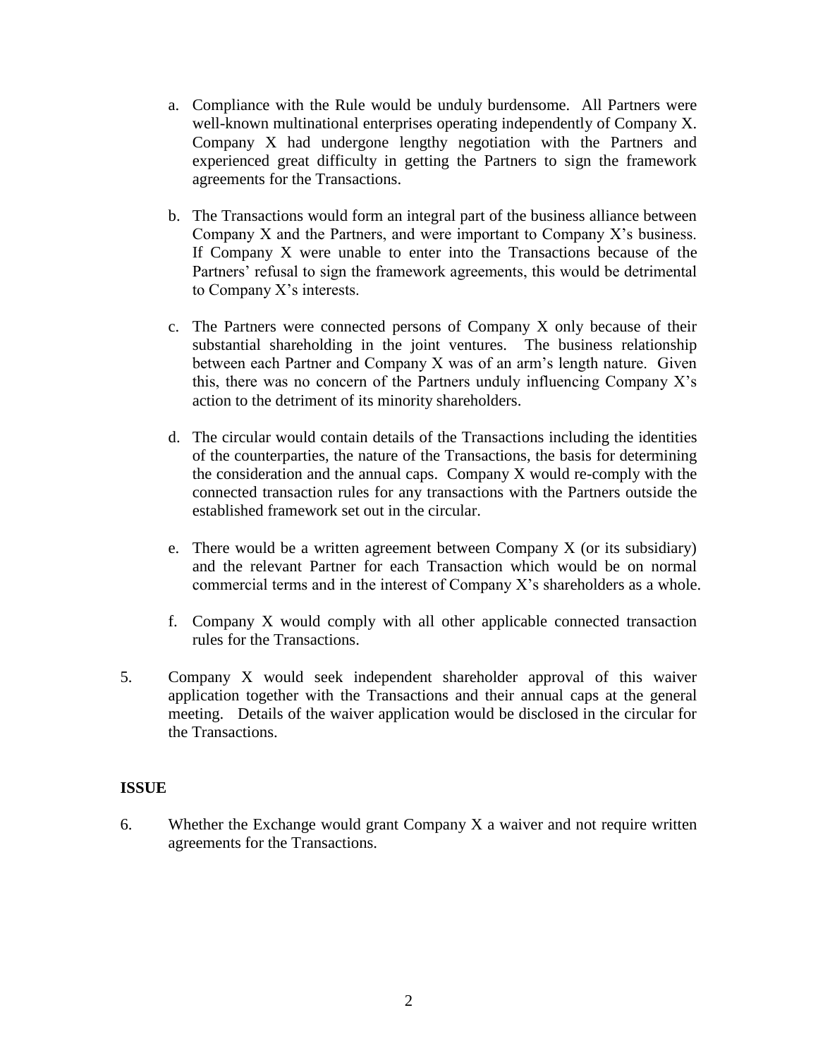a. Compliance with the Rule would be unduly burdensome. All Partners were well-known multinational enterprises operating independently of Company X. Company X had undergone lengthy negotiation with the Partners and experienced great difficulty in getting the Partners to sign the framework agreements for the Transactions.

b. The Transactions would form an integral part of the business alliance between Company X and the Partners, and were important to Company X's business. If Company X were unable to enter into the Transactions because of the Partners' refusal to sign the framework agreements, this would be detrimental to Company X's interests.

c. The Partners were connected persons of Company X only because of their substantial shareholding in the joint ventures. The business relationship between each Partner and Company X was of an arm's length nature. Given this, there was no concern of the Partners unduly influencing Company X's action to the detriment of its minority shareholders.

d. The circular would contain details of the Transactions including the identities of the counterparties, the nature of the Transactions, the basis for determining the consideration and the annual caps. Company X would re-comply with the connected transaction rules for any transactions with the Partners outside the established framework set out in the circular.

e. There would be a written agreement between Company X (or its subsidiary) and the relevant Partner for each Transaction which would be on normal commercial terms and in the interest of Company X's shareholders as a whole.

f. Company X would comply with all other applicable connected transaction rules for the Transactions.

5. Company X would seek independent shareholder approval of this waiver application together with the Transactions and their annual caps at the general meeting. Details of the waiver application would be disclosed in the circular for the Transactions.

**ISSUE**

6. Whether the Exchange would grant Company X a waiver and not require written agreements for the Transactions.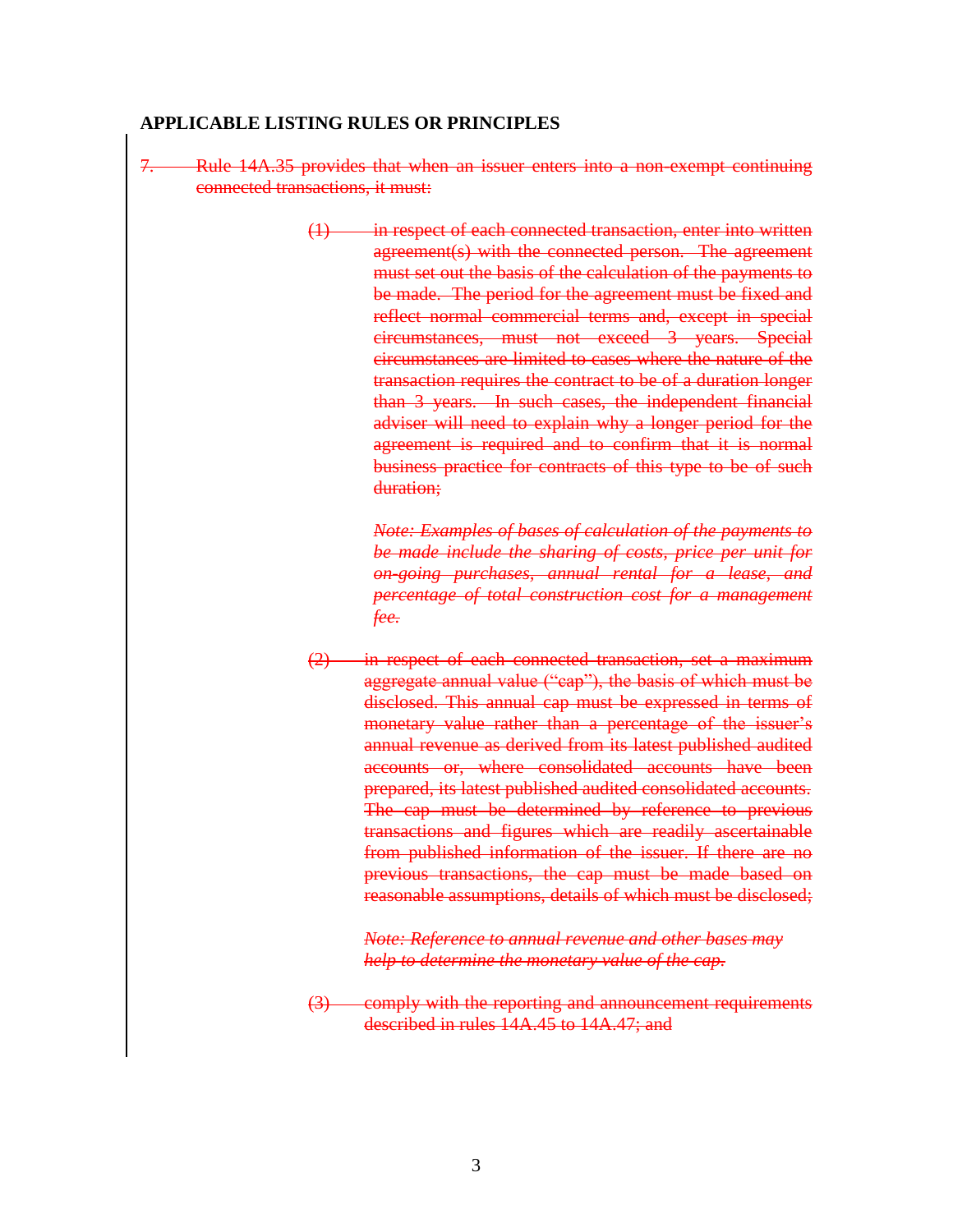**APPLICABLE LISTING RULES OR PRINCIPLES**

~~7. Rule 14A.35 provides that when an issuer enters into a non-exempt continuing connected transactions, it must:~~

> ~~(1) in respect of each connected transaction, enter into written agreement(s) with the connected person. The agreement must set out the basis of the calculation of the payments to be made. The period for the agreement must be fixed and reflect normal commercial terms and, except in special circumstances, must not exceed 3 years. Special circumstances are limited to cases where the nature of the transaction requires the contract to be of a duration longer than 3 years. In such cases, the independent financial adviser will need to explain why a longer period for the agreement is required and to confirm that it is normal business practice for contracts of this type to be of such duration;~~
>
> ~~*Note: Examples of bases of calculation of the payments to be made include the sharing of costs, price per unit for on-going purchases, annual rental for a lease, and percentage of total construction cost for a management fee.*~~
>
> ~~(2) in respect of each connected transaction, set a maximum aggregate annual value ("cap"), the basis of which must be disclosed. This annual cap must be expressed in terms of monetary value rather than a percentage of the issuer's annual revenue as derived from its latest published audited accounts or, where consolidated accounts have been prepared, its latest published audited consolidated accounts. The cap must be determined by reference to previous transactions and figures which are readily ascertainable from published information of the issuer. If there are no previous transactions, the cap must be made based on reasonable assumptions, details of which must be disclosed;~~
>
> ~~*Note: Reference to annual revenue and other bases may help to determine the monetary value of the cap.*~~
>
> ~~(3) comply with the reporting and announcement requirements described in rules 14A.45 to 14A.47; and~~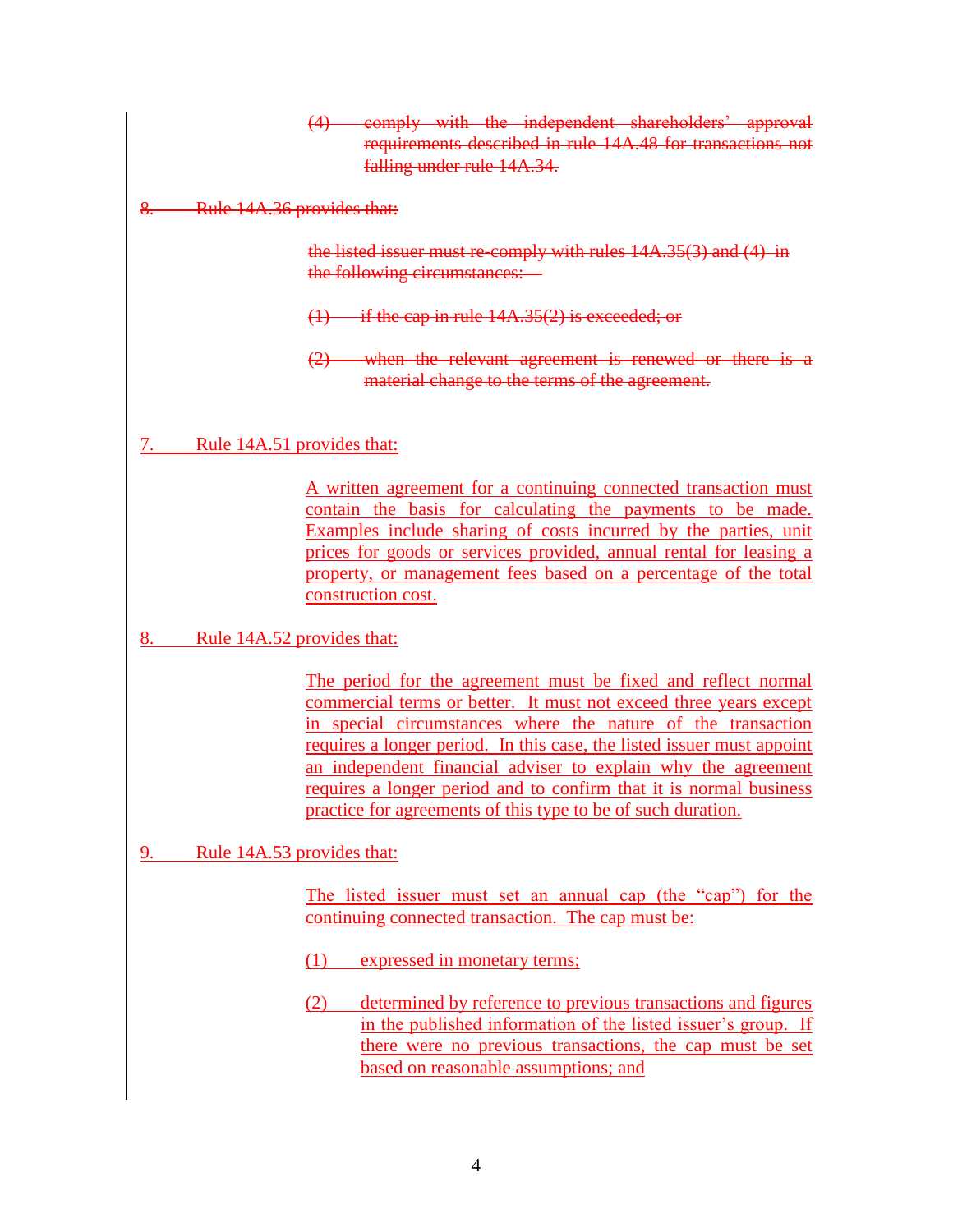~~(4) comply with the independent shareholders' approval requirements described in rule 14A.48 for transactions not falling under rule 14A.34.~~

~~8. Rule 14A.36 provides that:~~

> ~~the listed issuer must re-comply with rules 14A.35(3) and (4) in the following circumstances:—~~
>
> ~~(1) if the cap in rule 14A.35(2) is exceeded; or~~
>
> ~~(2) when the relevant agreement is renewed or there is a material change to the terms of the agreement.~~

<u>7. Rule 14A.51 provides that:</u>

> <u>A written agreement for a continuing connected transaction must contain the basis for calculating the payments to be made. Examples include sharing of costs incurred by the parties, unit prices for goods or services provided, annual rental for leasing a property, or management fees based on a percentage of the total construction cost.</u>

<u>8. Rule 14A.52 provides that:</u>

> <u>The period for the agreement must be fixed and reflect normal commercial terms or better. It must not exceed three years except in special circumstances where the nature of the transaction requires a longer period. In this case, the listed issuer must appoint an independent financial adviser to explain why the agreement requires a longer period and to confirm that it is normal business practice for agreements of this type to be of such duration.</u>

<u>9. Rule 14A.53 provides that:</u>

> <u>The listed issuer must set an annual cap (the "cap") for the continuing connected transaction. The cap must be:</u>
>
> <u>(1) expressed in monetary terms;</u>
>
> <u>(2) determined by reference to previous transactions and figures in the published information of the listed issuer's group. If there were no previous transactions, the cap must be set based on reasonable assumptions; and</u>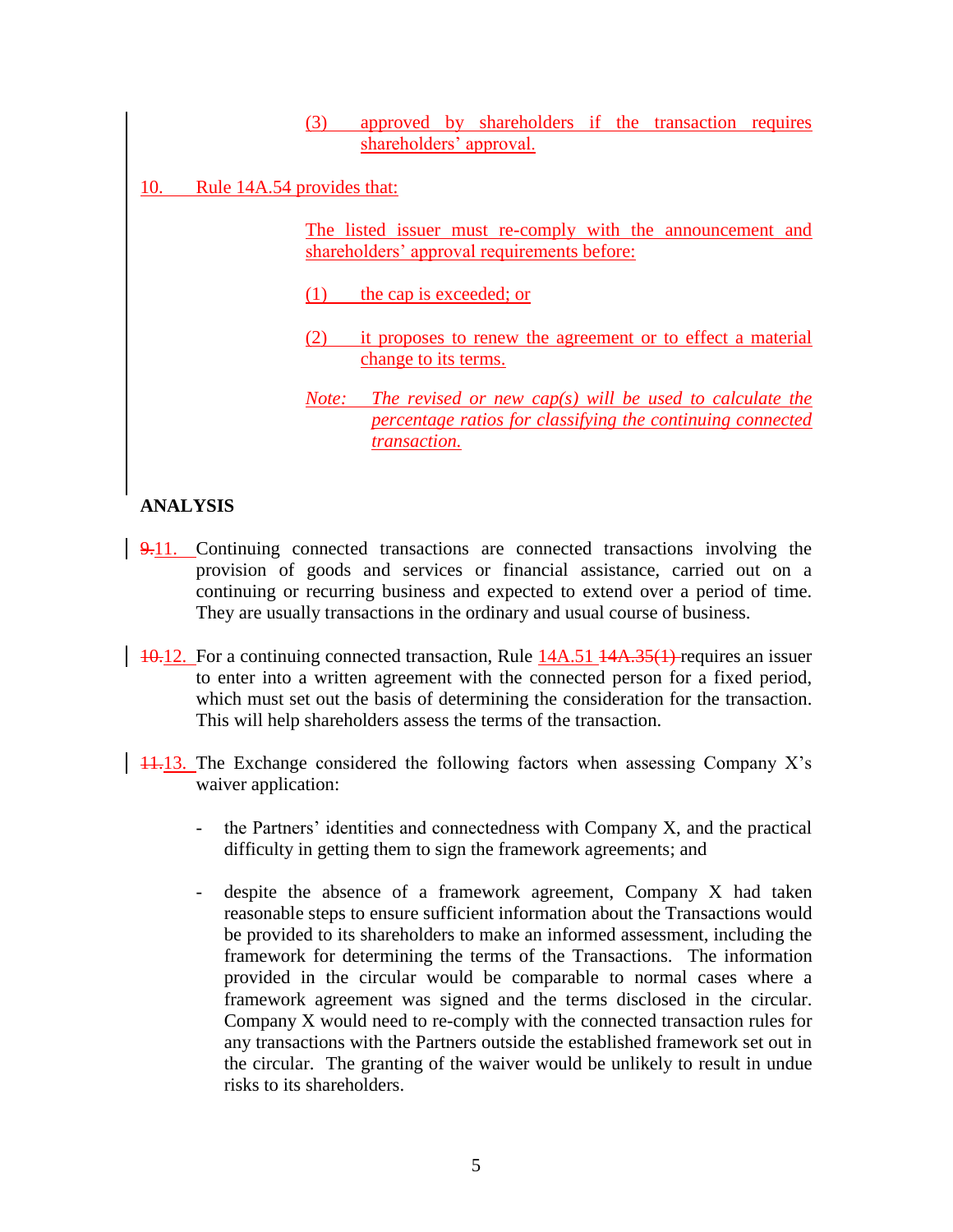(3) approved by shareholders if the transaction requires shareholders' approval.

10. Rule 14A.54 provides that:

> The listed issuer must re-comply with the announcement and shareholders' approval requirements before:
>
> (1) the cap is exceeded; or
>
> (2) it proposes to renew the agreement or to effect a material change to its terms.
>
> *Note: The revised or new cap(s) will be used to calculate the percentage ratios for classifying the continuing connected transaction.*

**ANALYSIS**

~~9.~~11. Continuing connected transactions are connected transactions involving the provision of goods and services or financial assistance, carried out on a continuing or recurring business and expected to extend over a period of time. They are usually transactions in the ordinary and usual course of business.

~~10.~~12. For a continuing connected transaction, Rule 14A.51 ~~14A.35(1)~~ requires an issuer to enter into a written agreement with the connected person for a fixed period, which must set out the basis of determining the consideration for the transaction. This will help shareholders assess the terms of the transaction.

~~11.~~13. The Exchange considered the following factors when assessing Company X's waiver application:

- the Partners' identities and connectedness with Company X, and the practical difficulty in getting them to sign the framework agreements; and

- despite the absence of a framework agreement, Company X had taken reasonable steps to ensure sufficient information about the Transactions would be provided to its shareholders to make an informed assessment, including the framework for determining the terms of the Transactions. The information provided in the circular would be comparable to normal cases where a framework agreement was signed and the terms disclosed in the circular. Company X would need to re-comply with the connected transaction rules for any transactions with the Partners outside the established framework set out in the circular. The granting of the waiver would be unlikely to result in undue risks to its shareholders.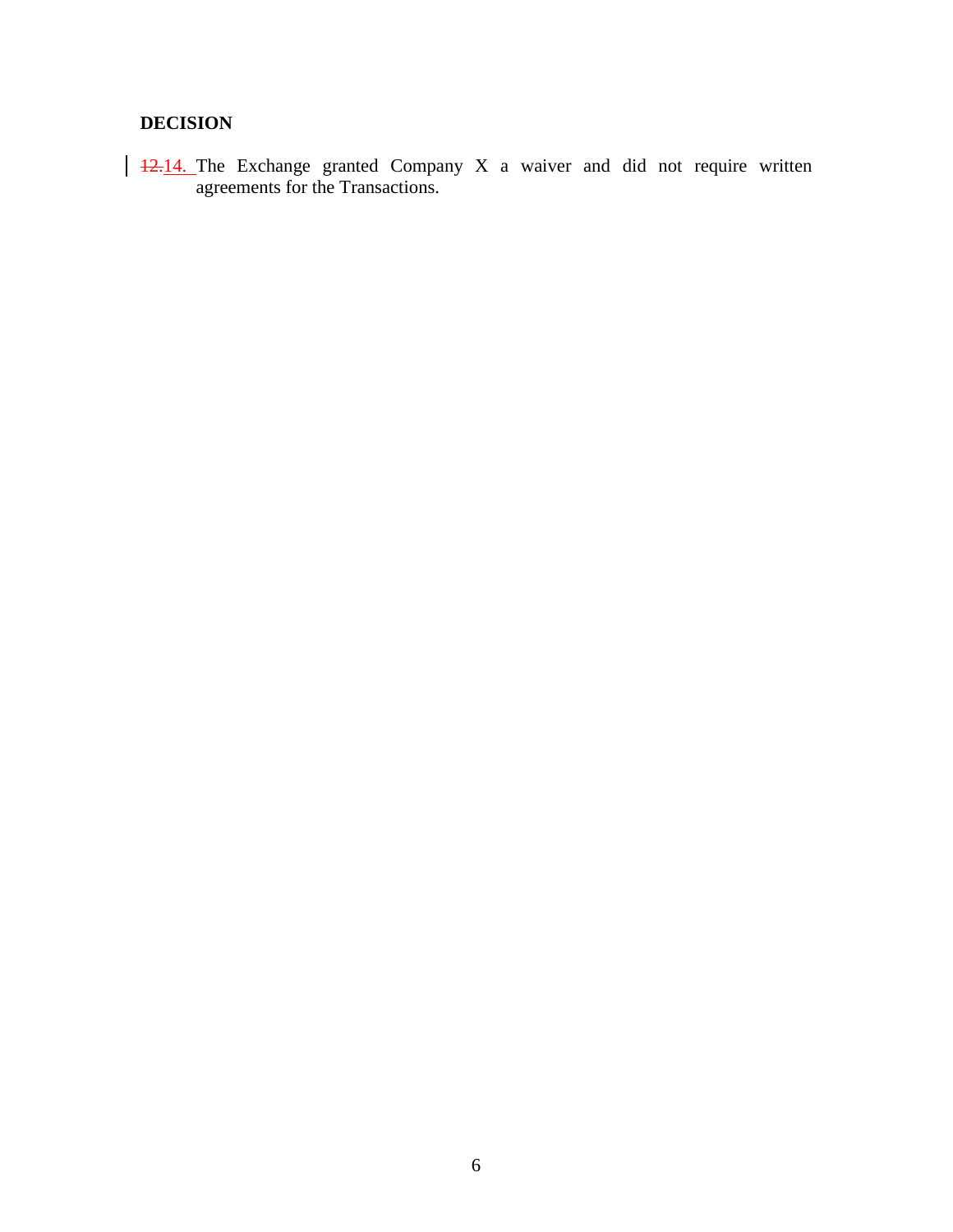**DECISION**

~~12.~~14. The Exchange granted Company X a waiver and did not require written agreements for the Transactions.